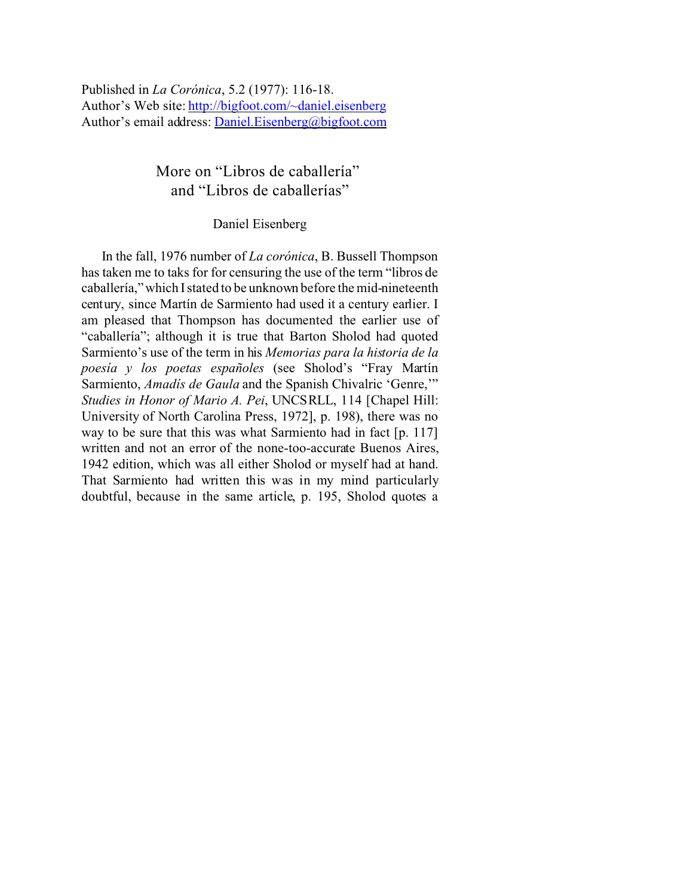Published in *La Corónica*, 5.2 (1977): 116-18.
Author's Web site: http://bigfoot.com/~daniel.eisenberg
Author's email address: Daniel.Eisenberg@bigfoot.com

# More on "Libros de caballería" and "Libros de caballerías"

Daniel Eisenberg

In the fall, 1976 number of *La corónica*, B. Bussell Thompson has taken me to taks for for censuring the use of the term "libros de caballería," which I stated to be unknown before the mid-nineteenth century, since Martín de Sarmiento had used it a century earlier. I am pleased that Thompson has documented the earlier use of "caballería"; although it is true that Barton Sholod had quoted Sarmiento's use of the term in his *Memorias para la historia de la poesía y los poetas españoles* (see Sholod's "Fray Martín Sarmiento, *Amadís de Gaula* and the Spanish Chivalric 'Genre,'" *Studies in Honor of Mario A. Pei*, UNCSRLL, 114 [Chapel Hill: University of North Carolina Press, 1972], p. 198), there was no way to be sure that this was what Sarmiento had in fact [p. 117] written and not an error of the none-too-accurate Buenos Aires, 1942 edition, which was all either Sholod or myself had at hand. That Sarmiento had written this was in my mind particularly doubtful, because in the same article, p. 195, Sholod quotes a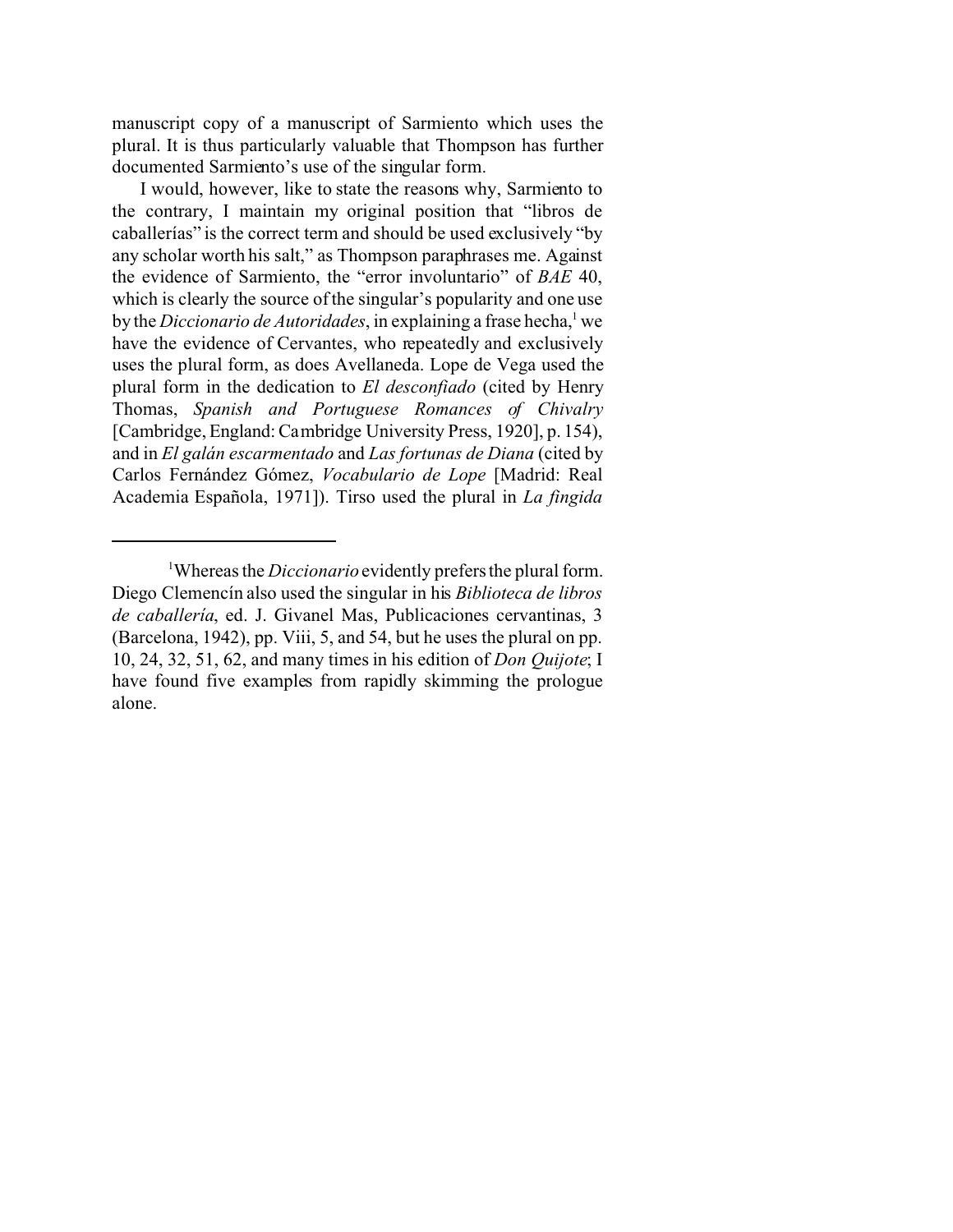manuscript copy of a manuscript of Sarmiento which uses the plural. It is thus particularly valuable that Thompson has further documented Sarmiento's use of the singular form.

I would, however, like to state the reasons why, Sarmiento to the contrary, I maintain my original position that "libros de caballerías" is the correct term and should be used exclusively "by any scholar worth his salt," as Thompson paraphrases me. Against the evidence of Sarmiento, the "error involuntario" of *BAE* 40, which is clearly the source of the singular's popularity and one use by the *Diccionario de Autoridades*, in explaining a frase hecha,[1] we have the evidence of Cervantes, who repeatedly and exclusively uses the plural form, as does Avellaneda. Lope de Vega used the plural form in the dedication to *El desconfiado* (cited by Henry Thomas, *Spanish and Portuguese Romances of Chivalry* [Cambridge, England: Cambridge University Press, 1920], p. 154), and in *El galán escarmentado* and *Las fortunas de Diana* (cited by Carlos Fernández Gómez, *Vocabulario de Lope* [Madrid: Real Academia Española, 1971]). Tirso used the plural in *La fingida*

---

[1] Whereas the *Diccionario* evidently prefers the plural form. Diego Clemencín also used the singular in his *Biblioteca de libros de caballería*, ed. J. Givanel Mas, Publicaciones cervantinas, 3 (Barcelona, 1942), pp. Viii, 5, and 54, but he uses the plural on pp. 10, 24, 32, 51, 62, and many times in his edition of *Don Quijote*; I have found five examples from rapidly skimming the prologue alone.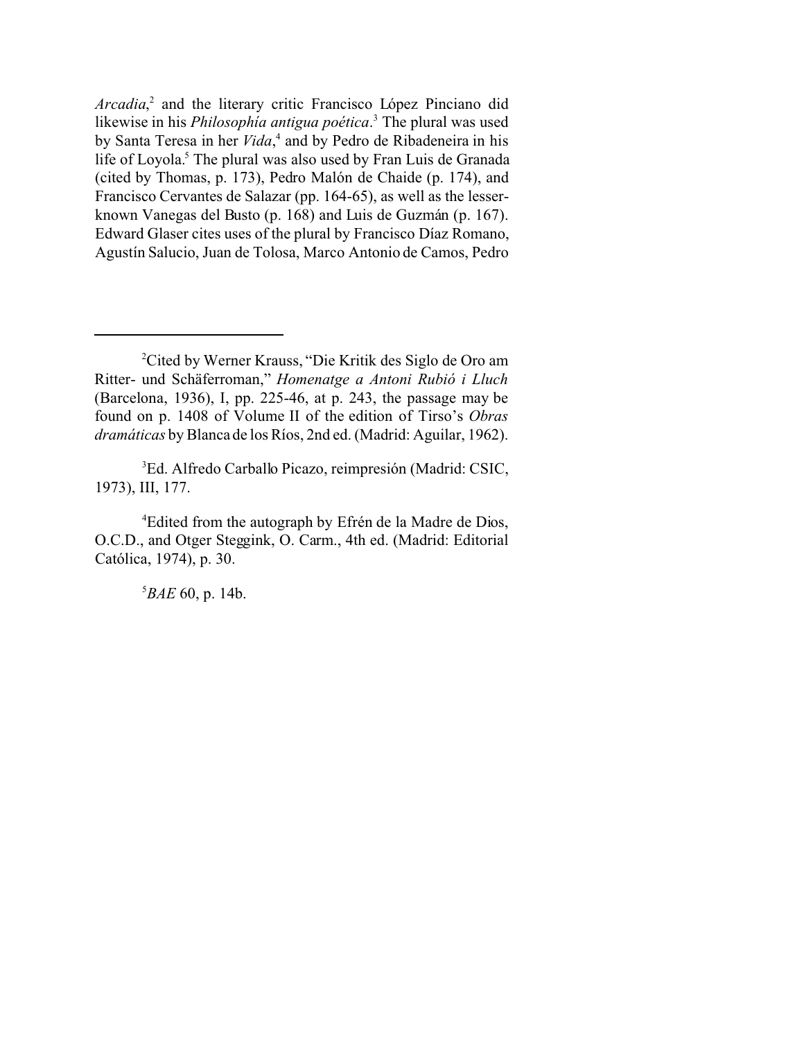*Arcadia*,[2] and the literary critic Francisco López Pinciano did likewise in his *Philosophía antigua poética*.[3] The plural was used by Santa Teresa in her *Vida*,[4] and by Pedro de Ribadeneira in his life of Loyola.[5] The plural was also used by Fran Luis de Granada (cited by Thomas, p. 173), Pedro Malón de Chaide (p. 174), and Francisco Cervantes de Salazar (pp. 164-65), as well as the lesser-known Vanegas del Busto (p. 168) and Luis de Guzmán (p. 167). Edward Glaser cites uses of the plural by Francisco Díaz Romano, Agustín Salucio, Juan de Tolosa, Marco Antonio de Camos, Pedro

---

[2] Cited by Werner Krauss, "Die Kritik des Siglo de Oro am Ritter- und Schäferroman," *Homenatge a Antoni Rubió i Lluch* (Barcelona, 1936), I, pp. 225-46, at p. 243, the passage may be found on p. 1408 of Volume II of the edition of Tirso's *Obras dramáticas* by Blanca de los Ríos, 2nd ed. (Madrid: Aguilar, 1962).

[3] Ed. Alfredo Carballo Picazo, reimpresión (Madrid: CSIC, 1973), III, 177.

[4] Edited from the autograph by Efrén de la Madre de Dios, O.C.D., and Otger Steggink, O. Carm., 4th ed. (Madrid: Editorial Católica, 1974), p. 30.

[5] *BAE* 60, p. 14b.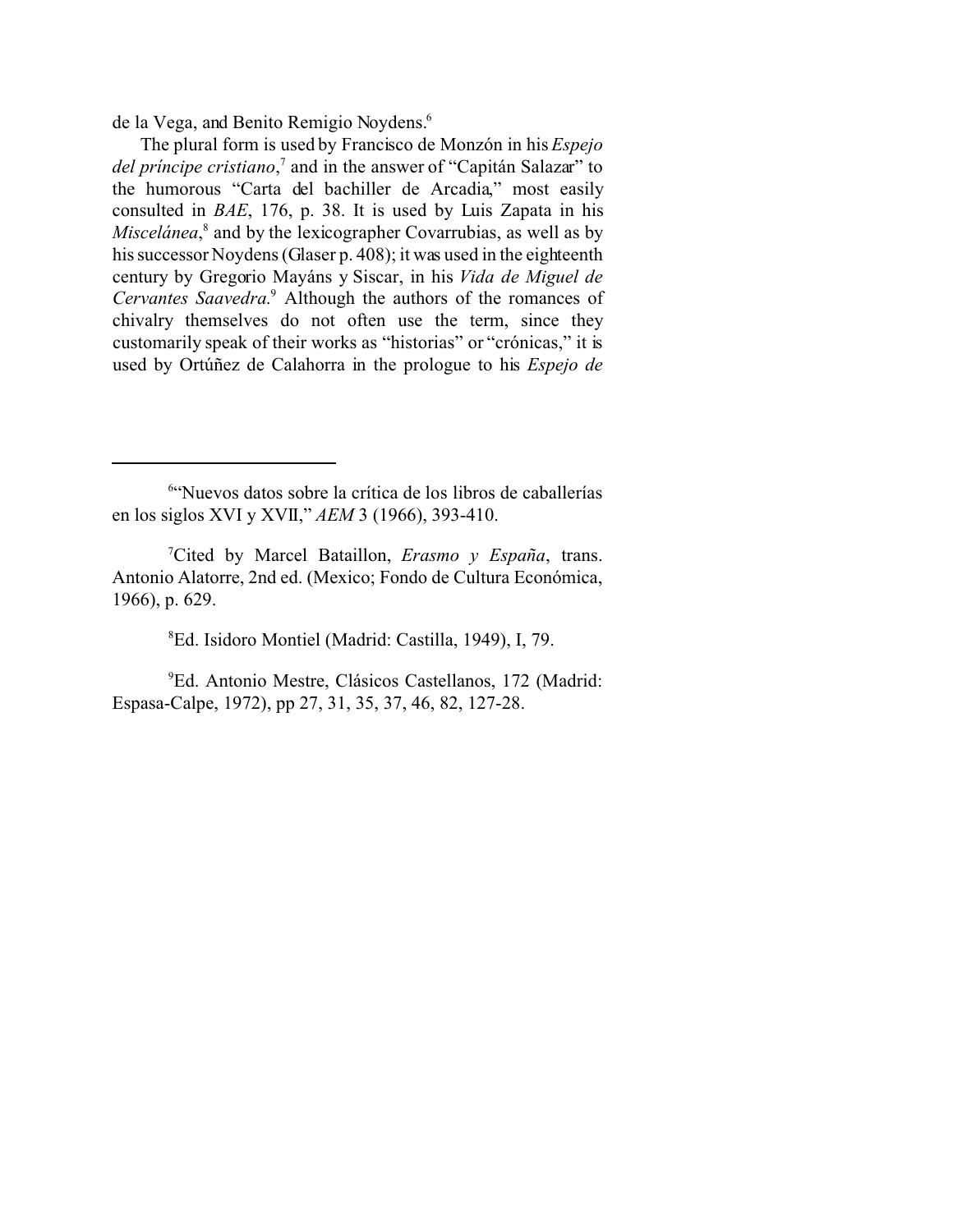de la Vega, and Benito Remigio Noydens.[6]

The plural form is used by Francisco de Monzón in his *Espejo del príncipe cristiano*,[7] and in the answer of "Capitán Salazar" to the humorous "Carta del bachiller de Arcadia," most easily consulted in *BAE*, 176, p. 38. It is used by Luis Zapata in his *Miscelánea*,[8] and by the lexicographer Covarrubias, as well as by his successor Noydens (Glaser p. 408); it was used in the eighteenth century by Gregorio Mayáns y Siscar, in his *Vida de Miguel de Cervantes Saavedra*.[9] Although the authors of the romances of chivalry themselves do not often use the term, since they customarily speak of their works as "historias" or "crónicas," it is used by Ortúñez de Calahorra in the prologue to his *Espejo de*

---

[6]"Nuevos datos sobre la crítica de los libros de caballerías en los siglos XVI y XVII," *AEM* 3 (1966), 393-410.

[7]Cited by Marcel Bataillon, *Erasmo y España*, trans. Antonio Alatorre, 2nd ed. (Mexico; Fondo de Cultura Económica, 1966), p. 629.

[8]Ed. Isidoro Montiel (Madrid: Castilla, 1949), I, 79.

[9]Ed. Antonio Mestre, Clásicos Castellanos, 172 (Madrid: Espasa-Calpe, 1972), pp 27, 31, 35, 37, 46, 82, 127-28.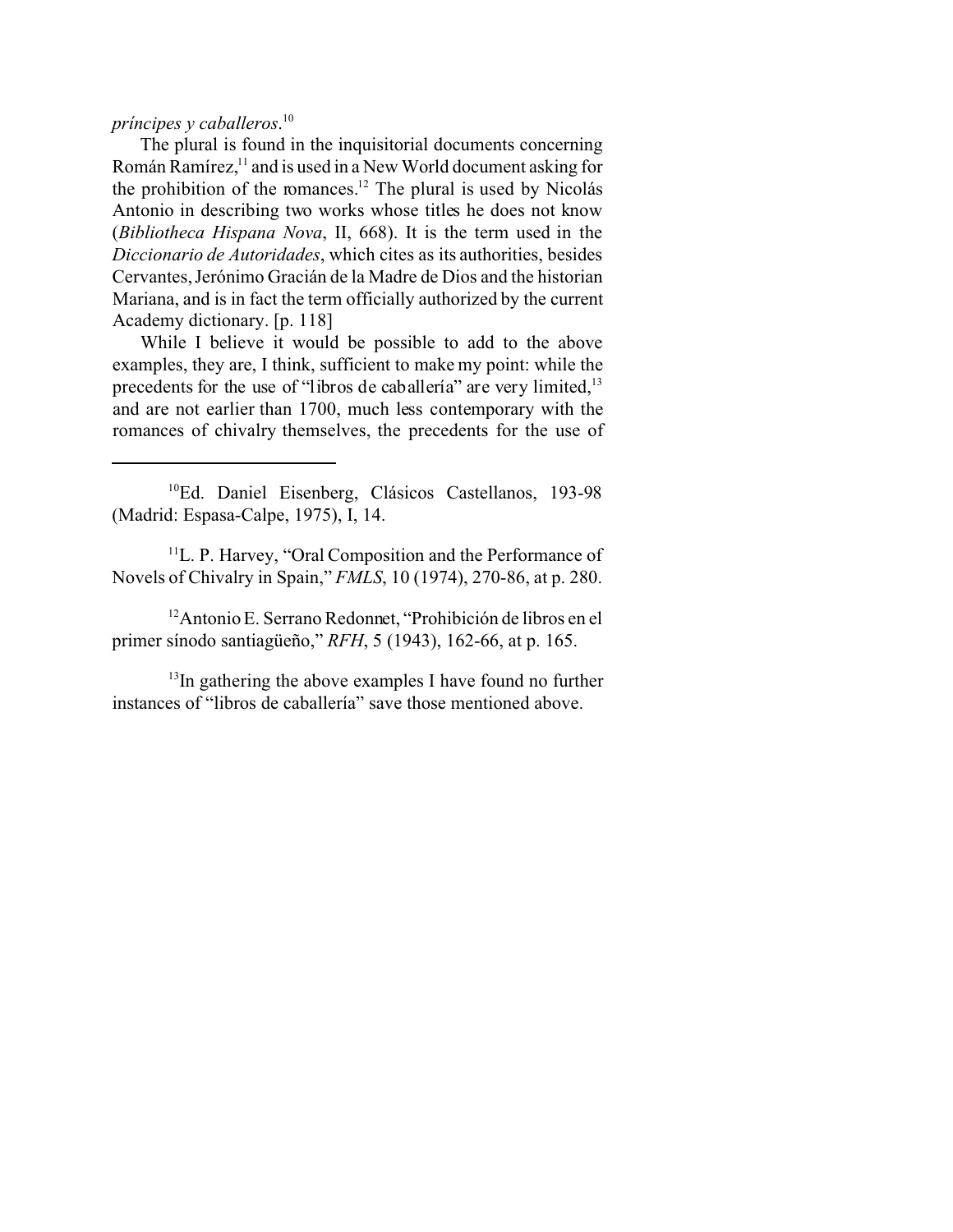*príncipes y caballeros*.[10]

The plural is found in the inquisitorial documents concerning Román Ramírez,[11] and is used in a New World document asking for the prohibition of the romances.[12] The plural is used by Nicolás Antonio in describing two works whose titles he does not know (*Bibliotheca Hispana Nova*, II, 668). It is the term used in the *Diccionario de Autoridades*, which cites as its authorities, besides Cervantes, Jerónimo Gracián de la Madre de Dios and the historian Mariana, and is in fact the term officially authorized by the current Academy dictionary. [p. 118]

While I believe it would be possible to add to the above examples, they are, I think, sufficient to make my point: while the precedents for the use of "libros de caballería" are very limited,[13] and are not earlier than 1700, much less contemporary with the romances of chivalry themselves, the precedents for the use of

---

[10] Ed. Daniel Eisenberg, Clásicos Castellanos, 193-98 (Madrid: Espasa-Calpe, 1975), I, 14.

[11] L. P. Harvey, "Oral Composition and the Performance of Novels of Chivalry in Spain," *FMLS*, 10 (1974), 270-86, at p. 280.

[12] Antonio E. Serrano Redonnet, "Prohibición de libros en el primer sínodo santiagüeño," *RFH*, 5 (1943), 162-66, at p. 165.

[13] In gathering the above examples I have found no further instances of "libros de caballería" save those mentioned above.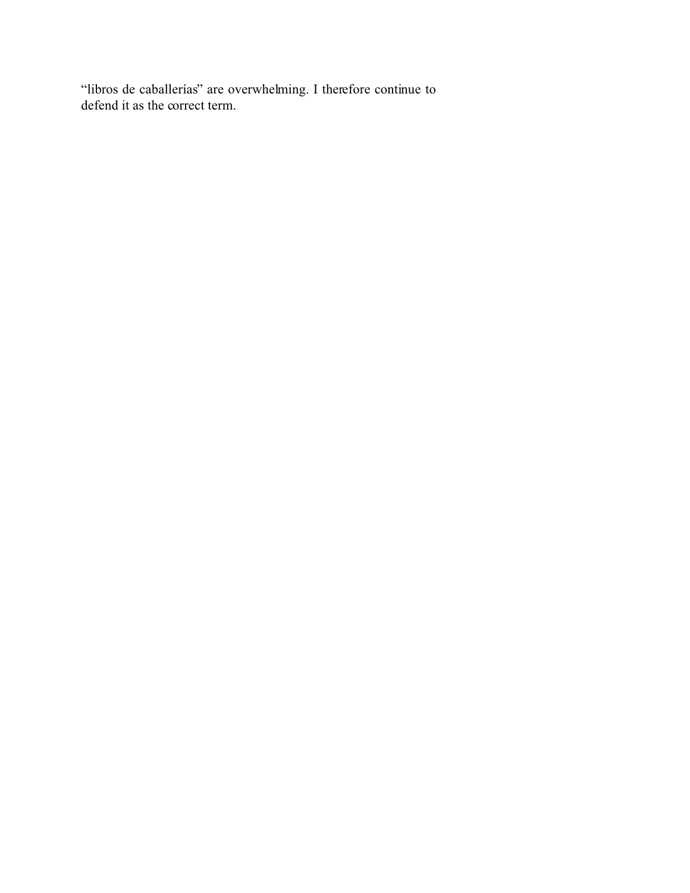"libros de caballerías" are overwhelming. I therefore continue to defend it as the correct term.